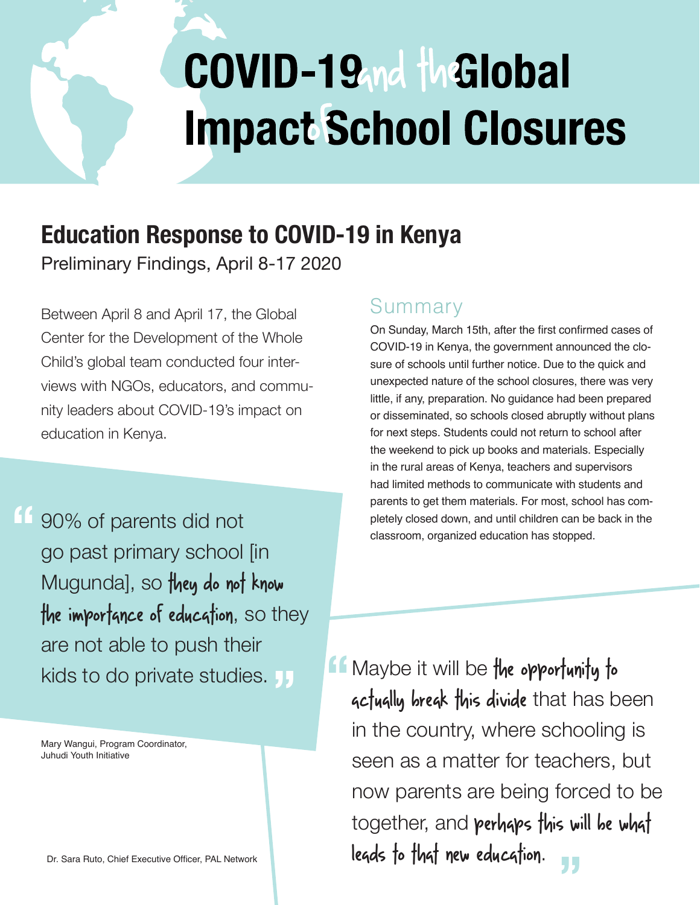# COVID-19 and the Global Impact of School Closures

## Education Response to COVID-19 in Kenya

Preliminary Findings, April 8-17 2020

Between April 8 and April 17, the Global Center for the Development of the Whole Child's global team conducted four interviews with NGOs, educators, and community leaders about COVID-19's impact on education in Kenya.

> "90% of parents did not go past primary school [in Mugunda], so **they do not know the importance of education**, so they are not able to push their kids to do private studies."

Mary Wangui, Program Coordinator, Juhudi Youth Initiative

### Summary

On Sunday, March 15th, after the first confirmed cases of COVID-19 in Kenya, the government announced the closure of schools until further notice. Due to the quick and unexpected nature of the school closures, there was very little, if any, preparation. No guidance had been prepared or disseminated, so schools closed abruptly without plans for next steps. Students could not return to school after the weekend to pick up books and materials. Especially in the rural areas of Kenya, teachers and supervisors had limited methods to communicate with students and parents to get them materials. For most, school has completely closed down, and until children can be back in the classroom, organized education has stopped.

> "Maybe it will be **the opportunity to actually break this divide** that has been in the country, where schooling is seen as a matter for teachers, but now parents are being forced to be together, and **perhaps this will be what leads to that new education.**"

Dr. Sara Ruto, Chief Executive Officer, PAL Network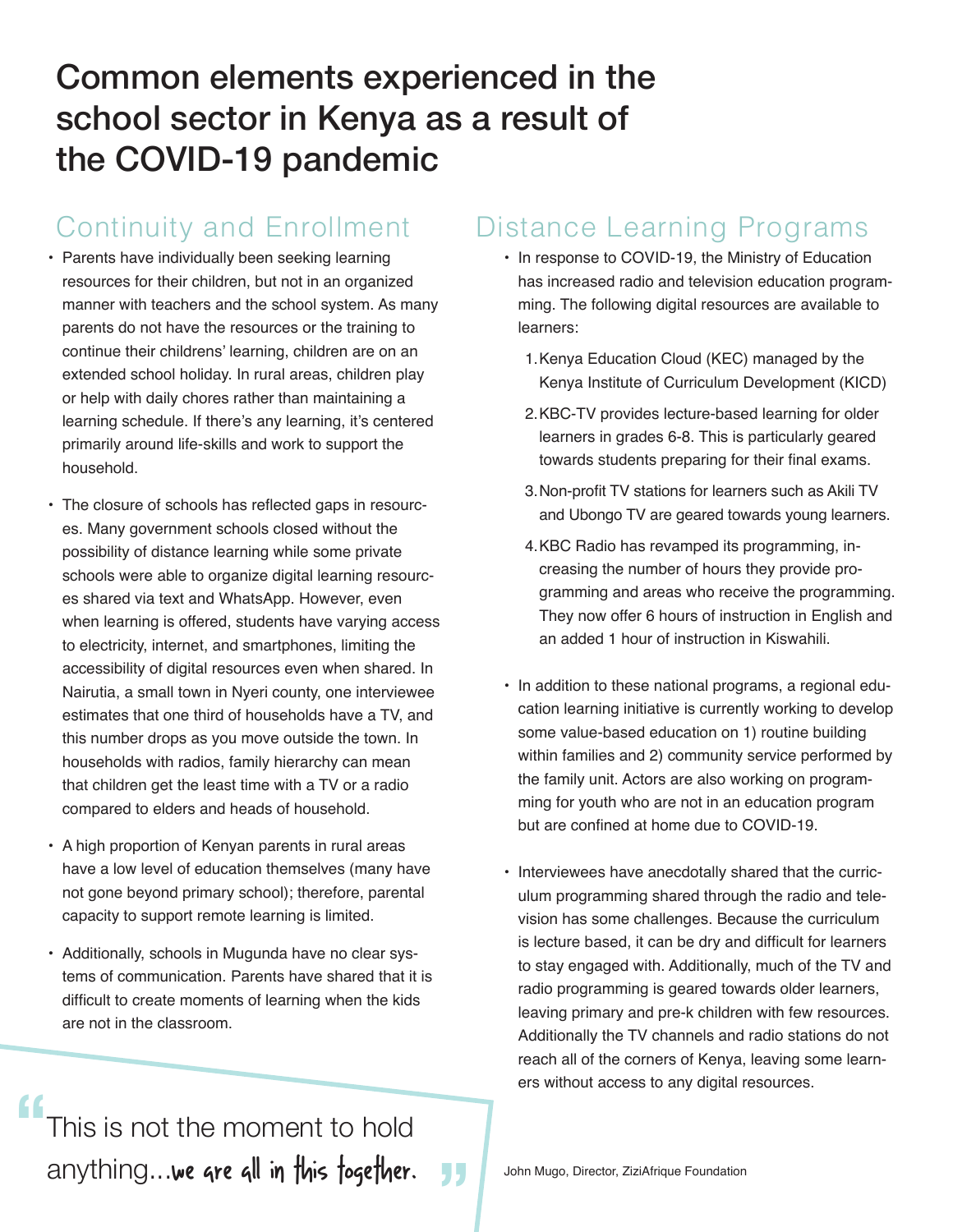# Common elements experienced in the school sector in Kenya as a result of the COVID-19 pandemic

## Continuity and Enrollment

- Parents have individually been seeking learning resources for their children, but not in an organized manner with teachers and the school system. As many parents do not have the resources or the training to continue their childrens' learning, children are on an extended school holiday. In rural areas, children play or help with daily chores rather than maintaining a learning schedule. If there's any learning, it's centered primarily around life-skills and work to support the household.
- The closure of schools has reflected gaps in resources. Many government schools closed without the possibility of distance learning while some private schools were able to organize digital learning resources shared via text and WhatsApp. However, even when learning is offered, students have varying access to electricity, internet, and smartphones, limiting the accessibility of digital resources even when shared. In Nairutia, a small town in Nyeri county, one interviewee estimates that one third of households have a TV, and this number drops as you move outside the town. In households with radios, family hierarchy can mean that children get the least time with a TV or a radio compared to elders and heads of household.
- A high proportion of Kenyan parents in rural areas have a low level of education themselves (many have not gone beyond primary school); therefore, parental capacity to support remote learning is limited.
- Additionally, schools in Mugunda have no clear systems of communication. Parents have shared that it is difficult to create moments of learning when the kids are not in the classroom.

> "This is not the moment to hold anything...we are all in this together."
>
> John Mugo, Director, ZiziAfrique Foundation

## Distance Learning Programs

- In response to COVID-19, the Ministry of Education has increased radio and television education programming. The following digital resources are available to learners:
  1. Kenya Education Cloud (KEC) managed by the Kenya Institute of Curriculum Development (KICD)
  2. KBC-TV provides lecture-based learning for older learners in grades 6-8. This is particularly geared towards students preparing for their final exams.
  3. Non-profit TV stations for learners such as Akili TV and Ubongo TV are geared towards young learners.
  4. KBC Radio has revamped its programming, increasing the number of hours they provide programming and areas who receive the programming. They now offer 6 hours of instruction in English and an added 1 hour of instruction in Kiswahili.
- In addition to these national programs, a regional education learning initiative is currently working to develop some value-based education on 1) routine building within families and 2) community service performed by the family unit. Actors are also working on programming for youth who are not in an education program but are confined at home due to COVID-19.
- Interviewees have anecdotally shared that the curriculum programming shared through the radio and television has some challenges. Because the curriculum is lecture based, it can be dry and difficult for learners to stay engaged with. Additionally, much of the TV and radio programming is geared towards older learners, leaving primary and pre-k children with few resources. Additionally the TV channels and radio stations do not reach all of the corners of Kenya, leaving some learners without access to any digital resources.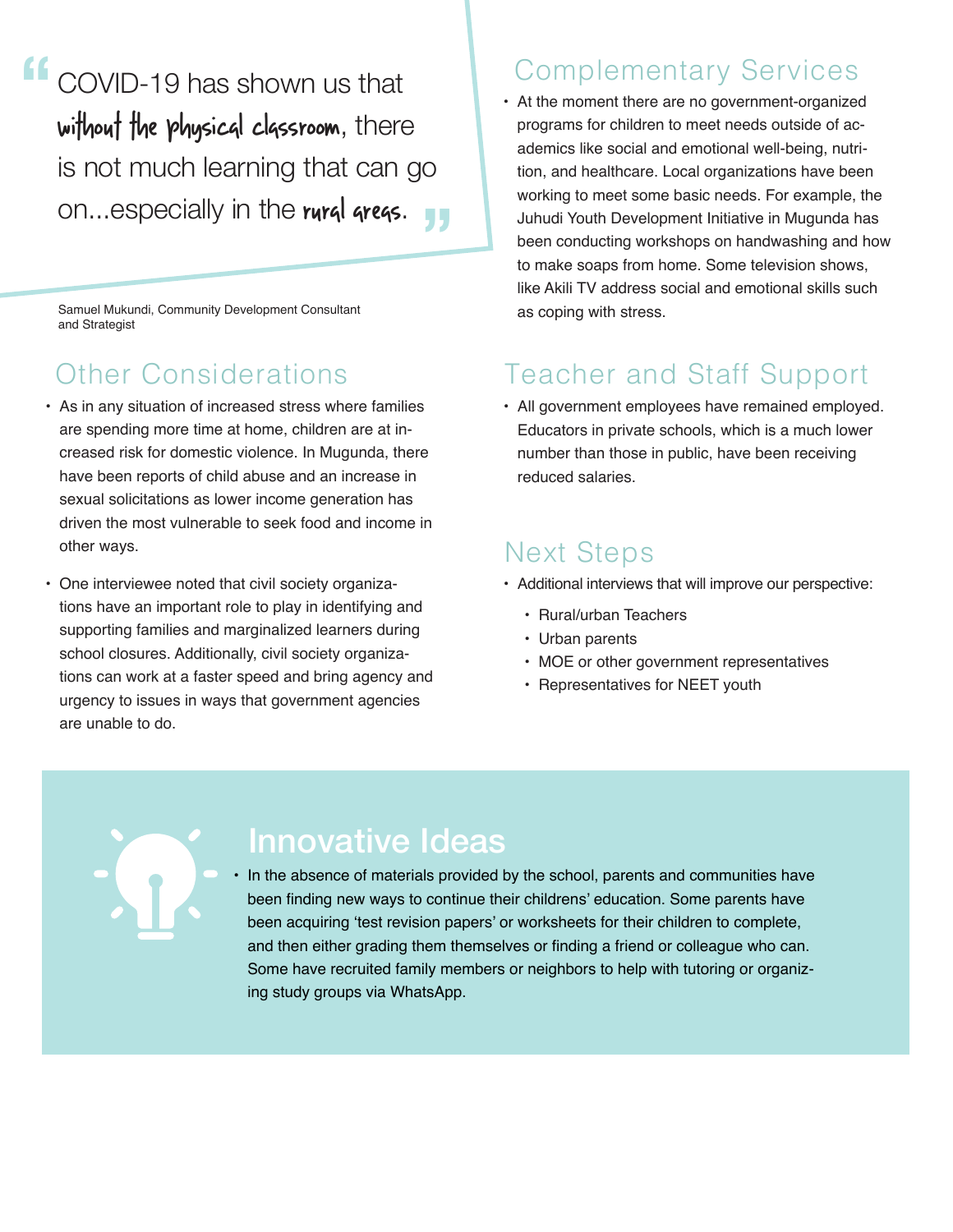> COVID-19 has shown us that without the physical classroom, there is not much learning that can go on...especially in the rural areas.

Samuel Mukundi, Community Development Consultant and Strategist

## Other Considerations

- As in any situation of increased stress where families are spending more time at home, children are at increased risk for domestic violence. In Mugunda, there have been reports of child abuse and an increase in sexual solicitations as lower income generation has driven the most vulnerable to seek food and income in other ways.
- One interviewee noted that civil society organizations have an important role to play in identifying and supporting families and marginalized learners during school closures. Additionally, civil society organizations can work at a faster speed and bring agency and urgency to issues in ways that government agencies are unable to do.

## Complementary Services

- At the moment there are no government-organized programs for children to meet needs outside of academics like social and emotional well-being, nutrition, and healthcare. Local organizations have been working to meet some basic needs. For example, the Juhudi Youth Development Initiative in Mugunda has been conducting workshops on handwashing and how to make soaps from home. Some television shows, like Akili TV address social and emotional skills such as coping with stress.

## Teacher and Staff Support

- All government employees have remained employed. Educators in private schools, which is a much lower number than those in public, have been receiving reduced salaries.

## Next Steps

- Additional interviews that will improve our perspective:
  - Rural/urban Teachers
  - Urban parents
  - MOE or other government representatives
  - Representatives for NEET youth

## Innovative Ideas

- In the absence of materials provided by the school, parents and communities have been finding new ways to continue their childrens' education. Some parents have been acquiring 'test revision papers' or worksheets for their children to complete, and then either grading them themselves or finding a friend or colleague who can. Some have recruited family members or neighbors to help with tutoring or organizing study groups via WhatsApp.